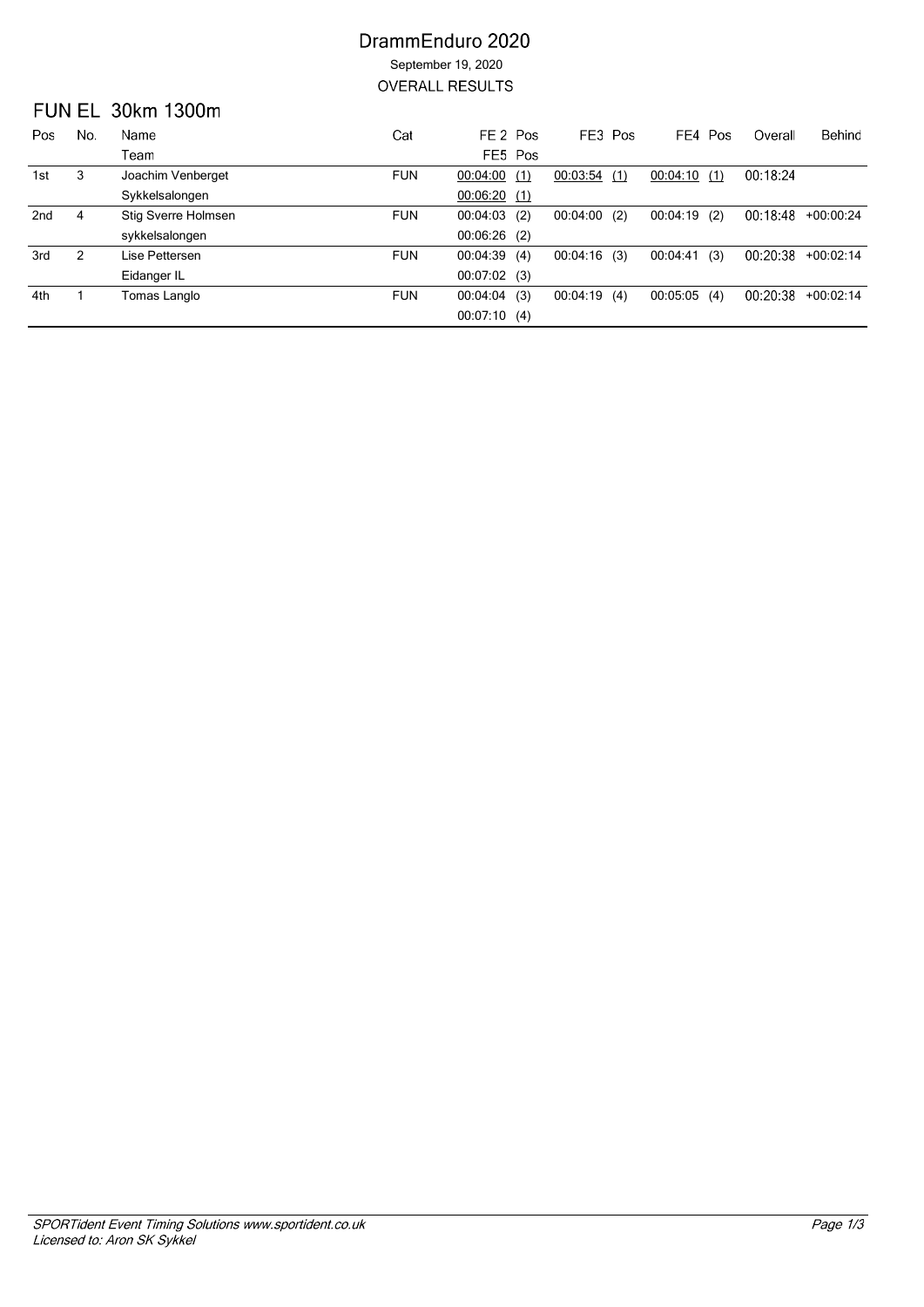# DrammEnduro 2020

September 19, 2020

OVERALL RESULTS

## FUN EL 30km 1300m

| Pos | No. | Name / Team | Cat | FE 2 | Pos | FE3 | Pos | FE4 | Pos | Overall | Behind |
|---|---|---|---|---|---|---|---|---|---|---|---|
| | | | | FE5 | Pos | | | | | | |
| 1st | 3 | Joachim Venberget | FUN | 00:04:00 | (1) | 00:03:54 | (1) | 00:04:10 | (1) | 00:18:24 | |
| | | Sykkelsalongen | | 00:06:20 | (1) | | | | | | |
| 2nd | 4 | Stig Sverre Holmsen | FUN | 00:04:03 | (2) | 00:04:00 | (2) | 00:04:19 | (2) | 00:18:48 | +00:00:24 |
| | | sykkelsalongen | | 00:06:26 | (2) | | | | | | |
| 3rd | 2 | Lise Pettersen | FUN | 00:04:39 | (4) | 00:04:16 | (3) | 00:04:41 | (3) | 00:20:38 | +00:02:14 |
| | | Eidanger IL | | 00:07:02 | (3) | | | | | | |
| 4th | 1 | Tomas Langlo | FUN | 00:04:04 | (3) | 00:04:19 | (4) | 00:05:05 | (4) | 00:20:38 | +00:02:14 |
| | | | | 00:07:10 | (4) | | | | | | |

*SPORTident Event Timing Solutions www.sportident.co.uk*
*Licensed to: Aron SK Sykkel*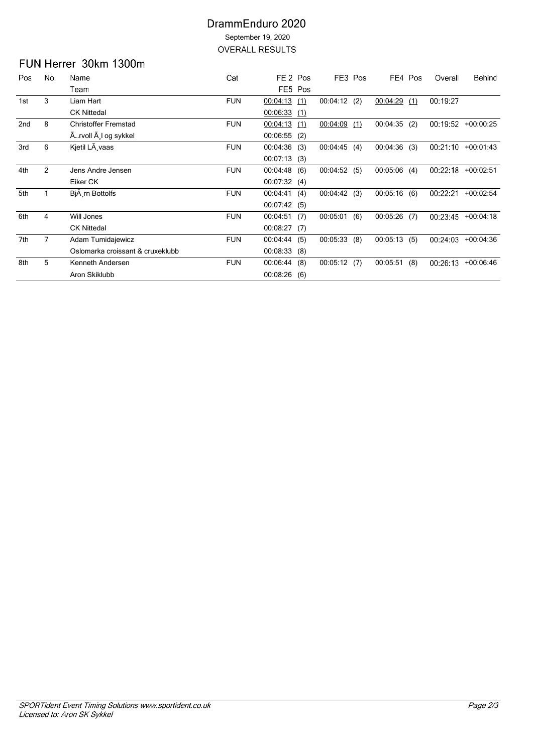# DrammEnduro 2020

September 19, 2020

OVERALL RESULTS

## FUN Herrer 30km 1300m

| Pos | No. | Name / Team | Cat | FE 2 | Pos | FE3 | Pos | FE4 | Pos | Overall | Behind |
|---|---|---|---|---|---|---|---|---|---|---|---|
| | | | | FE5 | Pos | | | | | | |
| 1st | 3 | Liam Hart | FUN | 00:04:13 | (1) | 00:04:12 | (2) | 00:04:29 | (1) | 00:19:27 | |
| | | CK Nittedal | | 00:06:33 | (1) | | | | | | |
| 2nd | 8 | Christoffer Fremstad | FUN | 00:04:13 | (1) | 00:04:09 | (1) | 00:04:35 | (2) | 00:19:52 | +00:00:25 |
| | | Ã…rvoll Ã¸l og sykkel | | 00:06:55 | (2) | | | | | | |
| 3rd | 6 | Kjetil LÃ¸vaas | FUN | 00:04:36 | (3) | 00:04:45 | (4) | 00:04:36 | (3) | 00:21:10 | +00:01:43 |
| | | | | 00:07:13 | (3) | | | | | | |
| 4th | 2 | Jens Andre Jensen | FUN | 00:04:48 | (6) | 00:04:52 | (5) | 00:05:06 | (4) | 00:22:18 | +00:02:51 |
| | | Eiker CK | | 00:07:32 | (4) | | | | | | |
| 5th | 1 | BjÃ¸rn Bottolfs | FUN | 00:04:41 | (4) | 00:04:42 | (3) | 00:05:16 | (6) | 00:22:21 | +00:02:54 |
| | | | | 00:07:42 | (5) | | | | | | |
| 6th | 4 | Will Jones | FUN | 00:04:51 | (7) | 00:05:01 | (6) | 00:05:26 | (7) | 00:23:45 | +00:04:18 |
| | | CK Nittedal | | 00:08:27 | (7) | | | | | | |
| 7th | 7 | Adam Tumidajewicz | FUN | 00:04:44 | (5) | 00:05:33 | (8) | 00:05:13 | (5) | 00:24:03 | +00:04:36 |
| | | Oslomarka croissant & cruxeklubb | | 00:08:33 | (8) | | | | | | |
| 8th | 5 | Kenneth Andersen | FUN | 00:06:44 | (8) | 00:05:12 | (7) | 00:05:51 | (8) | 00:26:13 | +00:06:46 |
| | | Aron Skiklubb | | 00:08:26 | (6) | | | | | | |

*SPORTident Event Timing Solutions www.sportident.co.uk*
*Licensed to: Aron SK Sykkel*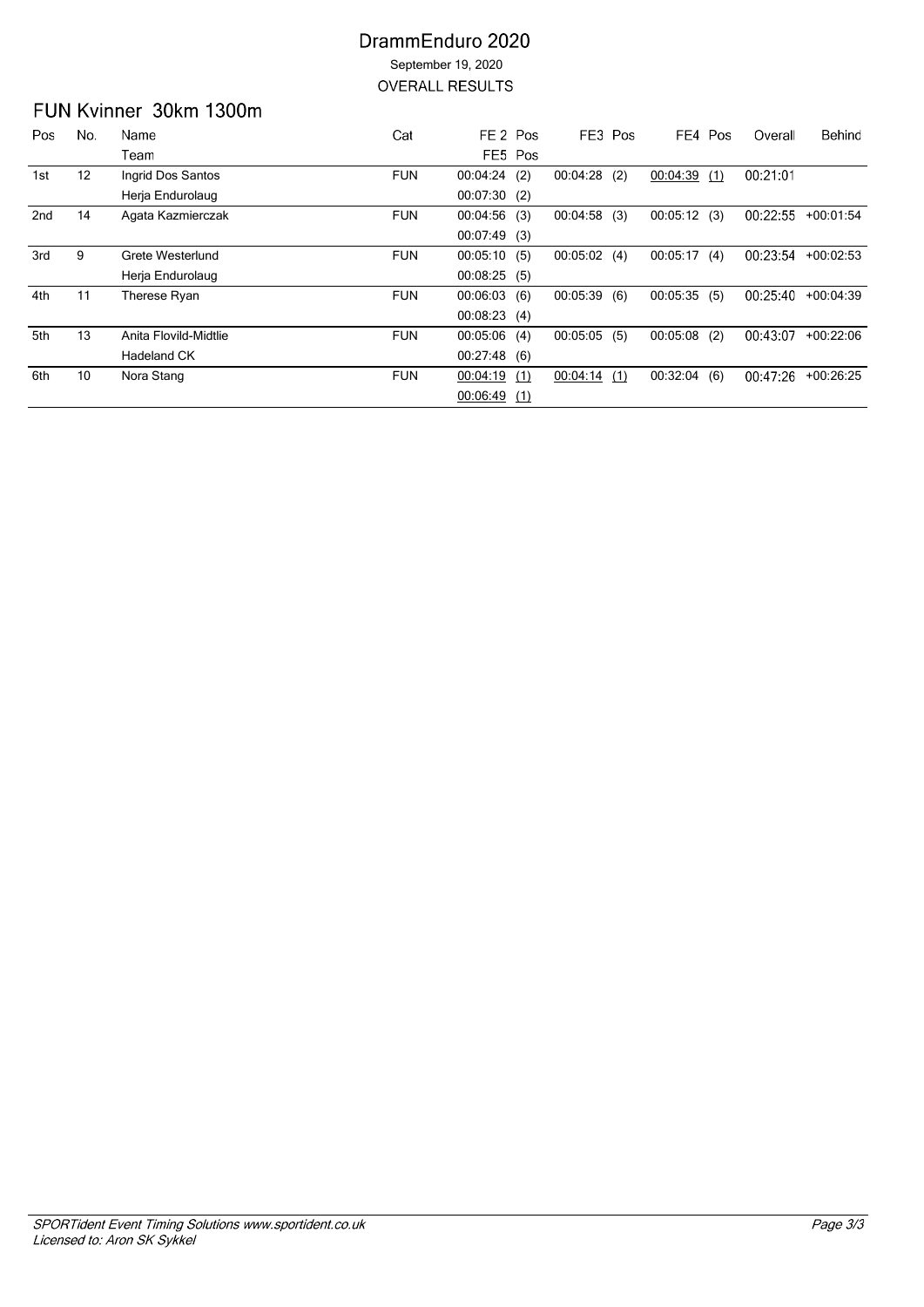# DrammEnduro 2020

September 19, 2020

OVERALL RESULTS

## FUN Kvinner 30km 1300m

| Pos | No. | Name / Team | Cat | FE 2 / FE5 | Pos | FE3 | Pos | FE4 | Pos | Overall | Behind |
|---|---|---|---|---|---|---|---|---|---|---|---|
| 1st | 12 | Ingrid Dos Santos | FUN | 00:04:24 | (2) | 00:04:28 | (2) | 00:04:39 | (1) | 00:21:01 | |
| | | Herja Endurolaug | | 00:07:30 | (2) | | | | | | |
| 2nd | 14 | Agata Kazmierczak | FUN | 00:04:56 | (3) | 00:04:58 | (3) | 00:05:12 | (3) | 00:22:55 | +00:01:54 |
| | | | | 00:07:49 | (3) | | | | | | |
| 3rd | 9 | Grete Westerlund | FUN | 00:05:10 | (5) | 00:05:02 | (4) | 00:05:17 | (4) | 00:23:54 | +00:02:53 |
| | | Herja Endurolaug | | 00:08:25 | (5) | | | | | | |
| 4th | 11 | Therese Ryan | FUN | 00:06:03 | (6) | 00:05:39 | (6) | 00:05:35 | (5) | 00:25:40 | +00:04:39 |
| | | | | 00:08:23 | (4) | | | | | | |
| 5th | 13 | Anita Flovild-Midtlie | FUN | 00:05:06 | (4) | 00:05:05 | (5) | 00:05:08 | (2) | 00:43:07 | +00:22:06 |
| | | Hadeland CK | | 00:27:48 | (6) | | | | | | |
| 6th | 10 | Nora Stang | FUN | 00:04:19 | (1) | 00:04:14 | (1) | 00:32:04 | (6) | 00:47:26 | +00:26:25 |
| | | | | 00:06:49 | (1) | | | | | | |

*SPORTident Event Timing Solutions www.sportident.co.uk*
*Licensed to: Aron SK Sykkel*